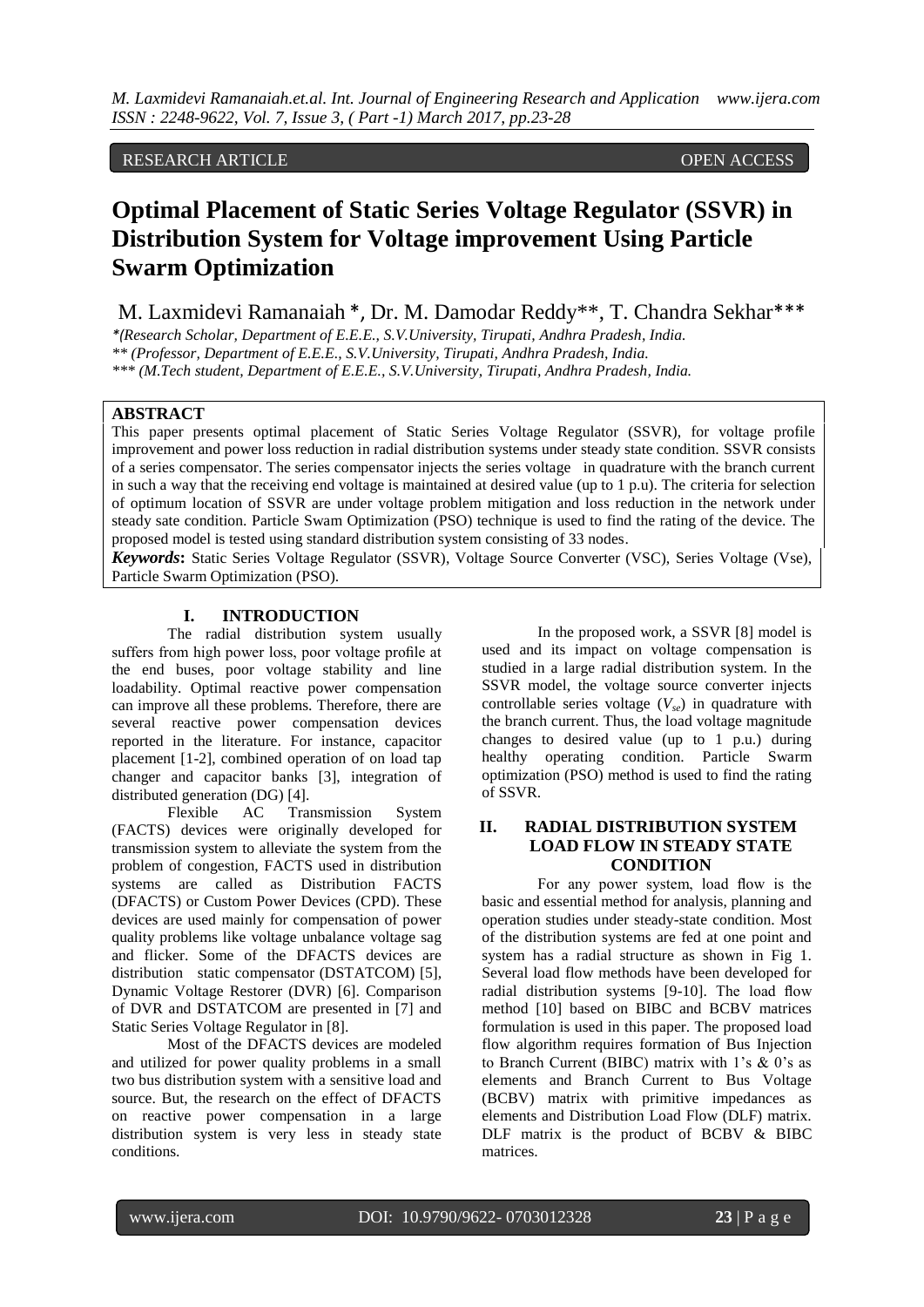RESEARCH ARTICLE OPEN ACCESS

# Optimal Placement of Static Series Voltage Regulator (SSVR) in Distribution System for Voltage improvement Using Particle Swarm Optimization

M. Laxmidevi Ramanaiah *, Dr. M. Damodar Reddy**, T. Chandra Sekhar***

*(Research Scholar, Department of E.E.E., S.V.University, Tirupati, Andhra Pradesh, India.
** (Professor, Department of E.E.E., S.V.University, Tirupati, Andhra Pradesh, India.
*** (M.Tech student, Department of E.E.E., S.V.University, Tirupati, Andhra Pradesh, India.

## ABSTRACT

This paper presents optimal placement of Static Series Voltage Regulator (SSVR), for voltage profile improvement and power loss reduction in radial distribution systems under steady state condition. SSVR consists of a series compensator. The series compensator injects the series voltage in quadrature with the branch current in such a way that the receiving end voltage is maintained at desired value (up to 1 p.u). The criteria for selection of optimum location of SSVR are under voltage problem mitigation and loss reduction in the network under steady sate condition. Particle Swam Optimization (PSO) technique is used to find the rating of the device. The proposed model is tested using standard distribution system consisting of 33 nodes.

***Keywords*:** Static Series Voltage Regulator (SSVR), Voltage Source Converter (VSC), Series Voltage (Vse), Particle Swarm Optimization (PSO).

## I. INTRODUCTION

The radial distribution system usually suffers from high power loss, poor voltage profile at the end buses, poor voltage stability and line loadability. Optimal reactive power compensation can improve all these problems. Therefore, there are several reactive power compensation devices reported in the literature. For instance, capacitor placement [1-2], combined operation of on load tap changer and capacitor banks [3], integration of distributed generation (DG) [4].

Flexible AC Transmission System (FACTS) devices were originally developed for transmission system to alleviate the system from the problem of congestion, FACTS used in distribution systems are called as Distribution FACTS (DFACTS) or Custom Power Devices (CPD). These devices are used mainly for compensation of power quality problems like voltage unbalance voltage sag and flicker. Some of the DFACTS devices are distribution static compensator (DSTATCOM) [5], Dynamic Voltage Restorer (DVR) [6]. Comparison of DVR and DSTATCOM are presented in [7] and Static Series Voltage Regulator in [8].

Most of the DFACTS devices are modeled and utilized for power quality problems in a small two bus distribution system with a sensitive load and source. But, the research on the effect of DFACTS on reactive power compensation in a large distribution system is very less in steady state conditions.

In the proposed work, a SSVR [8] model is used and its impact on voltage compensation is studied in a large radial distribution system. In the SSVR model, the voltage source converter injects controllable series voltage ($V_{se}$) in quadrature with the branch current. Thus, the load voltage magnitude changes to desired value (up to 1 p.u.) during healthy operating condition. Particle Swarm optimization (PSO) method is used to find the rating of SSVR.

## II. RADIAL DISTRIBUTION SYSTEM LOAD FLOW IN STEADY STATE CONDITION

For any power system, load flow is the basic and essential method for analysis, planning and operation studies under steady-state condition. Most of the distribution systems are fed at one point and system has a radial structure as shown in Fig 1. Several load flow methods have been developed for radial distribution systems [9-10]. The load flow method [10] based on BIBC and BCBV matrices formulation is used in this paper. The proposed load flow algorithm requires formation of Bus Injection to Branch Current (BIBC) matrix with 1's & 0's as elements and Branch Current to Bus Voltage (BCBV) matrix with primitive impedances as elements and Distribution Load Flow (DLF) matrix. DLF matrix is the product of BCBV & BIBC matrices.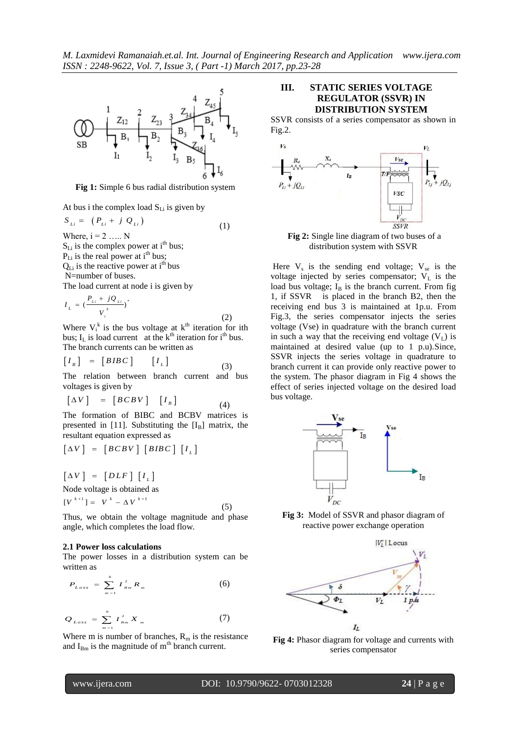**Fig 1:** Simple 6 bus radial distribution system

At bus i the complex load $S_{Li}$ is given by

$$S_{Li} = (P_{Li} + jQ_{Li}) \tag{1}$$

Where, i = 2 ….. N

$S_{Li}$ is the complex power at i[th] bus;

$P_{Li}$ is the real power at i[th] bus;

$Q_{Li}$ is the reactive power at i[th] bus

N=number of buses.

The load current at node i is given by

$$I_L = \left(\frac{P_{Li} + jQ_{Li}}{V_i^k}\right)^* \tag{2}$$

Where $V_i^k$ is the bus voltage at k[th] iteration for ith bus; $I_L$ is load current at the k[th] iteration for i[th] bus.

The branch currents can be written as

$$[I_B] = [BIBC] \quad [I_L] \tag{3}$$

The relation between branch current and bus voltages is given by

$$[\Delta V] = [BCBV] \quad [I_B] \tag{4}$$

The formation of BIBC and BCBV matrices is presented in [11]. Substituting the $[I_B]$ matrix, the resultant equation expressed as

$$[\Delta V] = [BCBV] \; [BIBC] \; [I_L]$$

$$[\Delta V] = [DLF] \; [I_L]$$

Node voltage is obtained as

$$[V^{k+1}] = V^k - \Delta V^{k+1} \tag{5}$$

Thus, we obtain the voltage magnitude and phase angle, which completes the load flow.

### 2.1 Power loss calculations

The power losses in a distribution system can be written as

$$P_{Loss} = \sum_{m=1}^{b} I_{Bm}^2 R_m \tag{6}$$

$$Q_{Loss} = \sum_{m=1}^{b} I_{Bm}^2 X_m \tag{7}$$

Where m is number of branches, $R_m$ is the resistance and $I_{Bm}$ is the magnitude of m[th] branch current.

## III. STATIC SERIES VOLTAGE REGULATOR (SSVR) IN DISTRIBUTION SYSTEM

SSVR consists of a series compensator as shown in Fig.2.

**Fig 2:** Single line diagram of two buses of a distribution system with SSVR

Here $V_s$ is the sending end voltage; $V_{se}$ is the voltage injected by series compensator; $V_L$ is the load bus voltage; $I_B$ is the branch current. From fig 1, if SSVR is placed in the branch B2, then the receiving end bus 3 is maintained at 1p.u. From Fig.3, the series compensator injects the series voltage (Vse) in quadrature with the branch current in such a way that the receiving end voltage ($V_L$) is maintained at desired value (up to 1 p.u).Since, SSVR injects the series voltage in quadrature to branch current it can provide only reactive power to the system. The phasor diagram in Fig 4 shows the effect of series injected voltage on the desired load bus voltage.

**Fig 3:** Model of SSVR and phasor diagram of reactive power exchange operation

**Fig 4:** Phasor diagram for voltage and currents with series compensator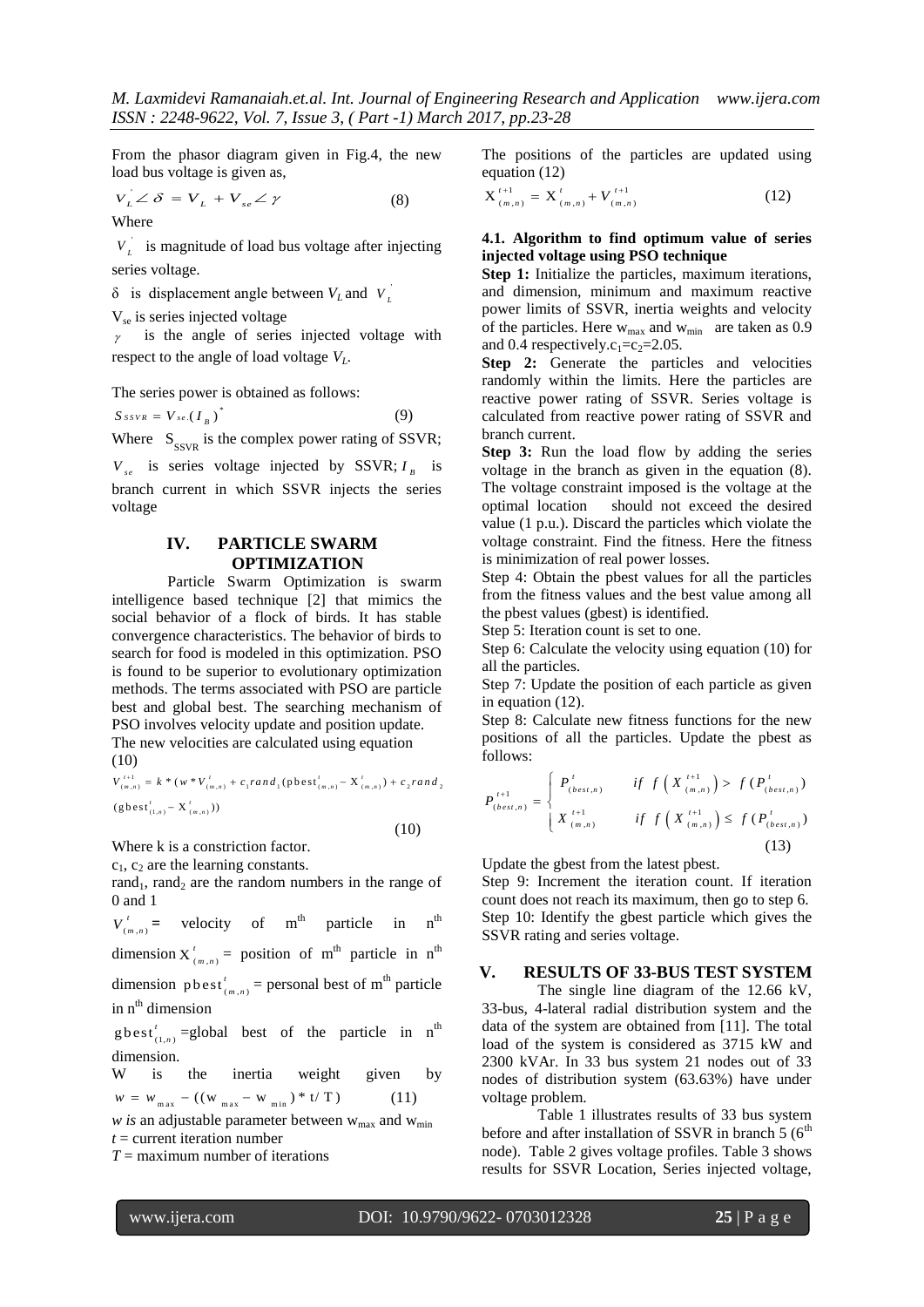From the phasor diagram given in Fig.4, the new load bus voltage is given as,

$$V_L^{'} \angle \delta = V_L + V_{se} \angle \gamma \qquad (8)$$

Where

$V_L^{'}$ is magnitude of load bus voltage after injecting series voltage.

$\delta$ is displacement angle between $V_L$ and $V_L^{'}$

$V_{se}$ is series injected voltage

$\gamma$ is the angle of series injected voltage with respect to the angle of load voltage $V_L$.

The series power is obtained as follows:

$$S_{SSVR} = V_{se}.(I_B)^* \qquad (9)$$

Where $S_{SSVR}$ is the complex power rating of SSVR; $V_{se}$ is series voltage injected by SSVR; $I_B$ is branch current in which SSVR injects the series voltage

## IV. PARTICLE SWARM OPTIMIZATION

Particle Swarm Optimization is swarm intelligence based technique [2] that mimics the social behavior of a flock of birds. It has stable convergence characteristics. The behavior of birds to search for food is modeled in this optimization. PSO is found to be superior to evolutionary optimization methods. The terms associated with PSO are particle best and global best. The searching mechanism of PSO involves velocity update and position update.

The new velocities are calculated using equation (10)

$$V_{(m,n)}^{t+1} = k * (w * V_{(m,n)}^{t} + c_1 rand_1 (\text{pbest}_{(m,n)}^{t} - X_{(m,n)}^{t}) + c_2 rand_2 (\text{gbest}_{(1,n)}^{t} - X_{(m,n)}^{t})) \qquad (10)$$

Where k is a constriction factor.

$c_1$, $c_2$ are the learning constants.

$rand_1$, $rand_2$ are the random numbers in the range of 0 and 1

$V_{(m,n)}^{t}$ = velocity of m[th] particle in n[th] dimension $X_{(m,n)}^{t}$ = position of m[th] particle in n[th] dimension $\text{pbest}_{(m,n)}^{t}$ = personal best of m[th] particle in n[th] dimension

$\text{gbest}_{(1,n)}^{t}$ =global best of the particle in n[th] dimension.

W is the inertia weight given by

$$w = w_{\max} - ((w_{\max} - w_{\min}) * t / T) \qquad (11)$$

*w is* an adjustable parameter between $w_{max}$ and $w_{min}$

*t* = current iteration number

*T* = maximum number of iterations

The positions of the particles are updated using equation (12)

$$X_{(m,n)}^{t+1} = X_{(m,n)}^{t} + V_{(m,n)}^{t+1} \qquad (12)$$

### 4.1. Algorithm to find optimum value of series injected voltage using PSO technique

**Step 1:** Initialize the particles, maximum iterations, and dimension, minimum and maximum reactive power limits of SSVR, inertia weights and velocity of the particles. Here $w_{max}$ and $w_{min}$ are taken as 0.9 and 0.4 respectively. $c_1=c_2=2.05$.

**Step 2:** Generate the particles and velocities randomly within the limits. Here the particles are reactive power rating of SSVR. Series voltage is calculated from reactive power rating of SSVR and branch current.

**Step 3:** Run the load flow by adding the series voltage in the branch as given in the equation (8). The voltage constraint imposed is the voltage at the optimal location should not exceed the desired value (1 p.u.). Discard the particles which violate the voltage constraint. Find the fitness. Here the fitness is minimization of real power losses.

Step 4: Obtain the pbest values for all the particles from the fitness values and the best value among all the pbest values (gbest) is identified.

Step 5: Iteration count is set to one.

Step 6: Calculate the velocity using equation (10) for all the particles.

Step 7: Update the position of each particle as given in equation (12).

Step 8: Calculate new fitness functions for the new positions of all the particles. Update the pbest as follows:

$$P_{(best,n)}^{t+1} = \begin{cases} P_{(best,n)}^{t} & if \ f\left(X_{(m,n)}^{t+1}\right) > f(P_{(best,n)}^{t}) \\ X_{(m,n)}^{t+1} & if \ f\left(X_{(m,n)}^{t+1}\right) \le f(P_{(best,n)}^{t}) \end{cases} \qquad (13)$$

Update the gbest from the latest pbest.

Step 9: Increment the iteration count. If iteration count does not reach its maximum, then go to step 6.

Step 10: Identify the gbest particle which gives the SSVR rating and series voltage.

## V. RESULTS OF 33-BUS TEST SYSTEM

The single line diagram of the 12.66 kV, 33-bus, 4-lateral radial distribution system and the data of the system are obtained from [11]. The total load of the system is considered as 3715 kW and 2300 kVAr. In 33 bus system 21 nodes out of 33 nodes of distribution system (63.63%) have under voltage problem.

Table 1 illustrates results of 33 bus system before and after installation of SSVR in branch 5 (6[th] node). Table 2 gives voltage profiles. Table 3 shows results for SSVR Location, Series injected voltage,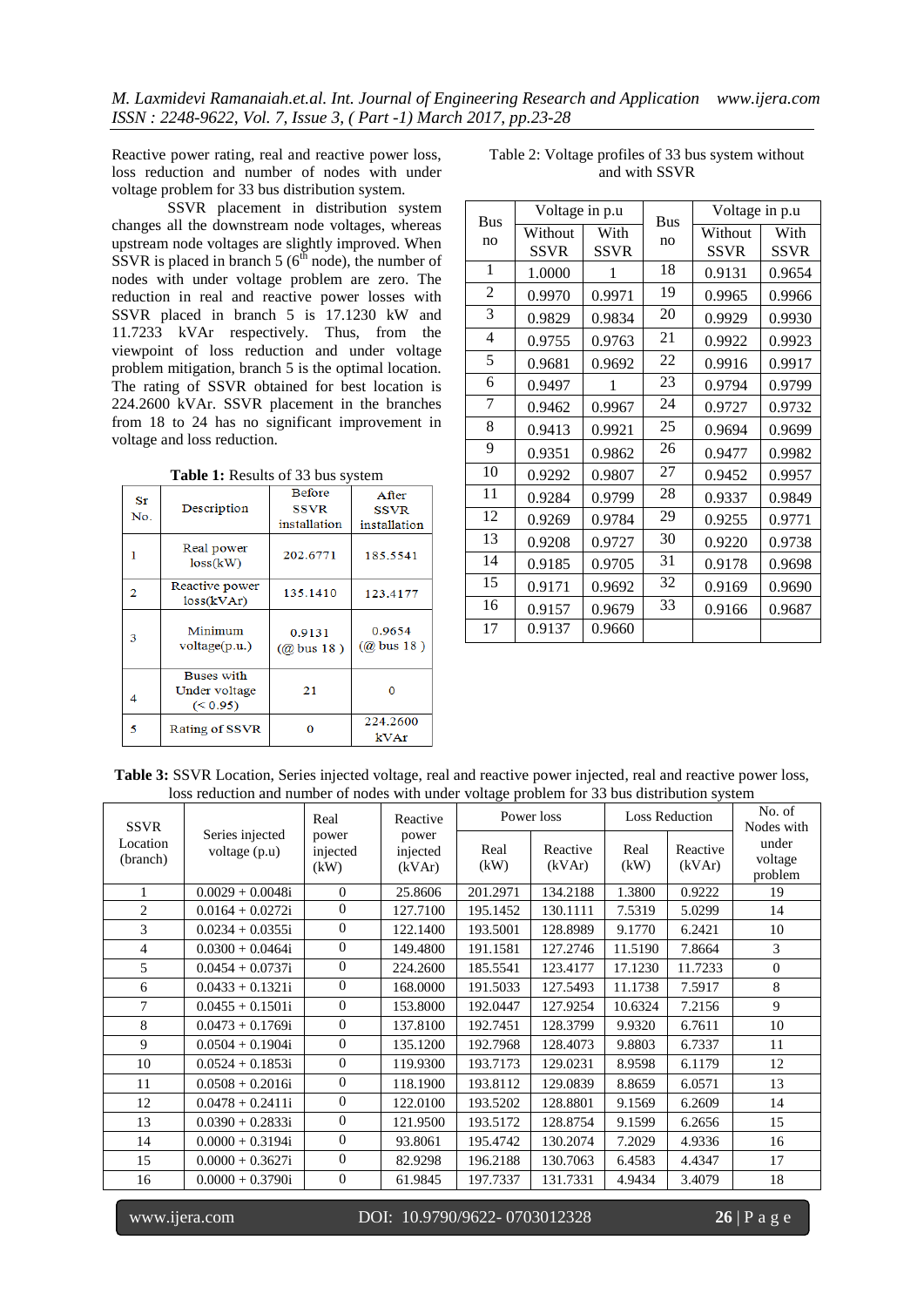Reactive power rating, real and reactive power loss, loss reduction and number of nodes with under voltage problem for 33 bus distribution system.

SSVR placement in distribution system changes all the downstream node voltages, whereas upstream node voltages are slightly improved. When SSVR is placed in branch 5 (6[th] node), the number of nodes with under voltage problem are zero. The reduction in real and reactive power losses with SSVR placed in branch 5 is 17.1230 kW and 11.7233 kVAr respectively. Thus, from the viewpoint of loss reduction and under voltage problem mitigation, branch 5 is the optimal location. The rating of SSVR obtained for best location is 224.2600 kVAr. SSVR placement in the branches from 18 to 24 has no significant improvement in voltage and loss reduction.

**Table 1:** Results of 33 bus system

| Sr No. | Description | Before SSVR installation | After SSVR installation |
|---|---|---|---|
| 1 | Real power loss(kW) | 202.6771 | 185.5541 |
| 2 | Reactive power loss(kVAr) | 135.1410 | 123.4177 |
| 3 | Minimum voltage(p.u.) | 0.9131 (@ bus 18 ) | 0.9654 (@ bus 18 ) |
| 4 | Buses with Under voltage (< 0.95) | 21 | 0 |
| 5 | Rating of SSVR | 0 | 224.2600 kVAr |

Table 2: Voltage profiles of 33 bus system without and with SSVR

| Bus no | Voltage in p.u | | Bus no | Voltage in p.u | |
|---|---|---|---|---|---|
| | Without SSVR | With SSVR | | Without SSVR | With SSVR |
| 1 | 1.0000 | 1 | 18 | 0.9131 | 0.9654 |
| 2 | 0.9970 | 0.9971 | 19 | 0.9965 | 0.9966 |
| 3 | 0.9829 | 0.9834 | 20 | 0.9929 | 0.9930 |
| 4 | 0.9755 | 0.9763 | 21 | 0.9922 | 0.9923 |
| 5 | 0.9681 | 0.9692 | 22 | 0.9916 | 0.9917 |
| 6 | 0.9497 | 1 | 23 | 0.9794 | 0.9799 |
| 7 | 0.9462 | 0.9967 | 24 | 0.9727 | 0.9732 |
| 8 | 0.9413 | 0.9921 | 25 | 0.9694 | 0.9699 |
| 9 | 0.9351 | 0.9862 | 26 | 0.9477 | 0.9982 |
| 10 | 0.9292 | 0.9807 | 27 | 0.9452 | 0.9957 |
| 11 | 0.9284 | 0.9799 | 28 | 0.9337 | 0.9849 |
| 12 | 0.9269 | 0.9784 | 29 | 0.9255 | 0.9771 |
| 13 | 0.9208 | 0.9727 | 30 | 0.9220 | 0.9738 |
| 14 | 0.9185 | 0.9705 | 31 | 0.9178 | 0.9698 |
| 15 | 0.9171 | 0.9692 | 32 | 0.9169 | 0.9690 |
| 16 | 0.9157 | 0.9679 | 33 | 0.9166 | 0.9687 |
| 17 | 0.9137 | 0.9660 | | | |

**Table 3:** SSVR Location, Series injected voltage, real and reactive power injected, real and reactive power loss, loss reduction and number of nodes with under voltage problem for 33 bus distribution system

| SSVR Location (branch) | Series injected voltage (p.u) | Real power injected (kW) | Reactive power injected (kVAr) | Power loss | | Loss Reduction | | No. of Nodes with under voltage problem |
|---|---|---|---|---|---|---|---|---|
| | | | | Real (kW) | Reactive (kVAr) | Real (kW) | Reactive (kVAr) | |
| 1 | 0.0029 + 0.0048i | 0 | 25.8606 | 201.2971 | 134.2188 | 1.3800 | 0.9222 | 19 |
| 2 | 0.0164 + 0.0272i | 0 | 127.7100 | 195.1452 | 130.1111 | 7.5319 | 5.0299 | 14 |
| 3 | 0.0234 + 0.0355i | 0 | 122.1400 | 193.5001 | 128.8989 | 9.1770 | 6.2421 | 10 |
| 4 | 0.0300 + 0.0464i | 0 | 149.4800 | 191.1581 | 127.2746 | 11.5190 | 7.8664 | 3 |
| 5 | 0.0454 + 0.0737i | 0 | 224.2600 | 185.5541 | 123.4177 | 17.1230 | 11.7233 | 0 |
| 6 | 0.0433 + 0.1321i | 0 | 168.0000 | 191.5033 | 127.5493 | 11.1738 | 7.5917 | 8 |
| 7 | 0.0455 + 0.1501i | 0 | 153.8000 | 192.0447 | 127.9254 | 10.6324 | 7.2156 | 9 |
| 8 | 0.0473 + 0.1769i | 0 | 137.8100 | 192.7451 | 128.3799 | 9.9320 | 6.7611 | 10 |
| 9 | 0.0504 + 0.1904i | 0 | 135.1200 | 192.7968 | 128.4073 | 9.8803 | 6.7337 | 11 |
| 10 | 0.0524 + 0.1853i | 0 | 119.9300 | 193.7173 | 129.0231 | 8.9598 | 6.1179 | 12 |
| 11 | 0.0508 + 0.2016i | 0 | 118.1900 | 193.8112 | 129.0839 | 8.8659 | 6.0571 | 13 |
| 12 | 0.0478 + 0.2411i | 0 | 122.0100 | 193.5202 | 128.8801 | 9.1569 | 6.2609 | 14 |
| 13 | 0.0390 + 0.2833i | 0 | 121.9500 | 193.5172 | 128.8754 | 9.1599 | 6.2656 | 15 |
| 14 | 0.0000 + 0.3194i | 0 | 93.8061 | 195.4742 | 130.2074 | 7.2029 | 4.9336 | 16 |
| 15 | 0.0000 + 0.3627i | 0 | 82.9298 | 196.2188 | 130.7063 | 6.4583 | 4.4347 | 17 |
| 16 | 0.0000 + 0.3790i | 0 | 61.9845 | 197.7337 | 131.7331 | 4.9434 | 3.4079 | 18 |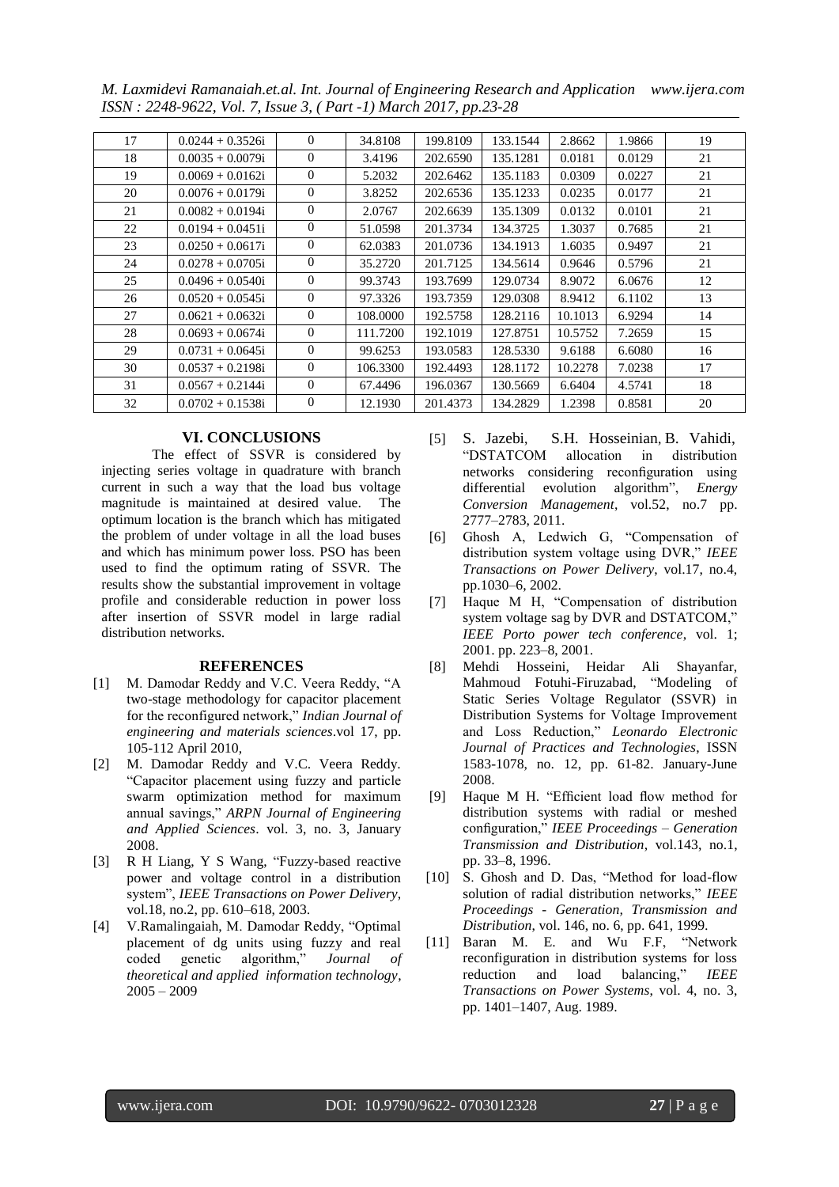| 17 | 0.0244 + 0.3526i | 0 | 34.8108 | 199.8109 | 133.1544 | 2.8662 | 1.9866 | 19 |
|---|---|---|---|---|---|---|---|---|
| 18 | 0.0035 + 0.0079i | 0 | 3.4196 | 202.6590 | 135.1281 | 0.0181 | 0.0129 | 21 |
| 19 | 0.0069 + 0.0162i | 0 | 5.2032 | 202.6462 | 135.1183 | 0.0309 | 0.0227 | 21 |
| 20 | 0.0076 + 0.0179i | 0 | 3.8252 | 202.6536 | 135.1233 | 0.0235 | 0.0177 | 21 |
| 21 | 0.0082 + 0.0194i | 0 | 2.0767 | 202.6639 | 135.1309 | 0.0132 | 0.0101 | 21 |
| 22 | 0.0194 + 0.0451i | 0 | 51.0598 | 201.3734 | 134.3725 | 1.3037 | 0.7685 | 21 |
| 23 | 0.0250 + 0.0617i | 0 | 62.0383 | 201.0736 | 134.1913 | 1.6035 | 0.9497 | 21 |
| 24 | 0.0278 + 0.0705i | 0 | 35.2720 | 201.7125 | 134.5614 | 0.9646 | 0.5796 | 21 |
| 25 | 0.0496 + 0.0540i | 0 | 99.3743 | 193.7699 | 129.0734 | 8.9072 | 6.0676 | 12 |
| 26 | 0.0520 + 0.0545i | 0 | 97.3326 | 193.7359 | 129.0308 | 8.9412 | 6.1102 | 13 |
| 27 | 0.0621 + 0.0632i | 0 | 108.0000 | 192.5758 | 128.2116 | 10.1013 | 6.9294 | 14 |
| 28 | 0.0693 + 0.0674i | 0 | 111.7200 | 192.1019 | 127.8751 | 10.5752 | 7.2659 | 15 |
| 29 | 0.0731 + 0.0645i | 0 | 99.6253 | 193.0583 | 128.5330 | 9.6188 | 6.6080 | 16 |
| 30 | 0.0537 + 0.2198i | 0 | 106.3300 | 192.4493 | 128.1172 | 10.2278 | 7.0238 | 17 |
| 31 | 0.0567 + 0.2144i | 0 | 67.4496 | 196.0367 | 130.5669 | 6.6404 | 4.5741 | 18 |
| 32 | 0.0702 + 0.1538i | 0 | 12.1930 | 201.4373 | 134.2829 | 1.2398 | 0.8581 | 20 |

## VI. CONCLUSIONS

The effect of SSVR is considered by injecting series voltage in quadrature with branch current in such a way that the load bus voltage magnitude is maintained at desired value. The optimum location is the branch which has mitigated the problem of under voltage in all the load buses and which has minimum power loss. PSO has been used to find the optimum rating of SSVR. The results show the substantial improvement in voltage profile and considerable reduction in power loss after insertion of SSVR model in large radial distribution networks.

## REFERENCES

[1] M. Damodar Reddy and V.C. Veera Reddy, "A two-stage methodology for capacitor placement for the reconfigured network," *Indian Journal of engineering and materials sciences*.vol 17, pp. 105-112 April 2010,

[2] M. Damodar Reddy and V.C. Veera Reddy. "Capacitor placement using fuzzy and particle swarm optimization method for maximum annual savings," *ARPN Journal of Engineering and Applied Sciences*. vol. 3, no. 3, January 2008.

[3] R H Liang, Y S Wang, "Fuzzy-based reactive power and voltage control in a distribution system", *IEEE Transactions on Power Delivery*, vol.18, no.2, pp. 610–618, 2003.

[4] V.Ramalingaiah, M. Damodar Reddy, "Optimal placement of dg units using fuzzy and real coded genetic algorithm," *Journal of theoretical and applied information technology*, 2005 – 2009

[5] S. Jazebi, S.H. Hosseinian, B. Vahidi, "DSTATCOM allocation in distribution networks considering reconfiguration using differential evolution algorithm", *Energy Conversion Management*, vol.52, no.7 pp. 2777–2783, 2011.

[6] Ghosh A, Ledwich G, "Compensation of distribution system voltage using DVR," *IEEE Transactions on Power Delivery*, vol.17, no.4, pp.1030–6, 2002.

[7] Haque M H, "Compensation of distribution system voltage sag by DVR and DSTATCOM," *IEEE Porto power tech conference*, vol. 1; 2001. pp. 223–8, 2001.

[8] Mehdi Hosseini, Heidar Ali Shayanfar, Mahmoud Fotuhi-Firuzabad, "Modeling of Static Series Voltage Regulator (SSVR) in Distribution Systems for Voltage Improvement and Loss Reduction," *Leonardo Electronic Journal of Practices and Technologies*, ISSN 1583-1078, no. 12, pp. 61-82. January-June 2008.

[9] Haque M H. "Efficient load flow method for distribution systems with radial or meshed configuration," *IEEE Proceedings – Generation Transmission and Distribution*, vol.143, no.1, pp. 33–8, 1996.

[10] S. Ghosh and D. Das, "Method for load-flow solution of radial distribution networks," *IEEE Proceedings - Generation, Transmission and Distribution*, vol. 146, no. 6, pp. 641, 1999.

[11] Baran M. E. and Wu F.F, "Network reconfiguration in distribution systems for loss reduction and load balancing," *IEEE Transactions on Power Systems*, vol. 4, no. 3, pp. 1401–1407, Aug. 1989.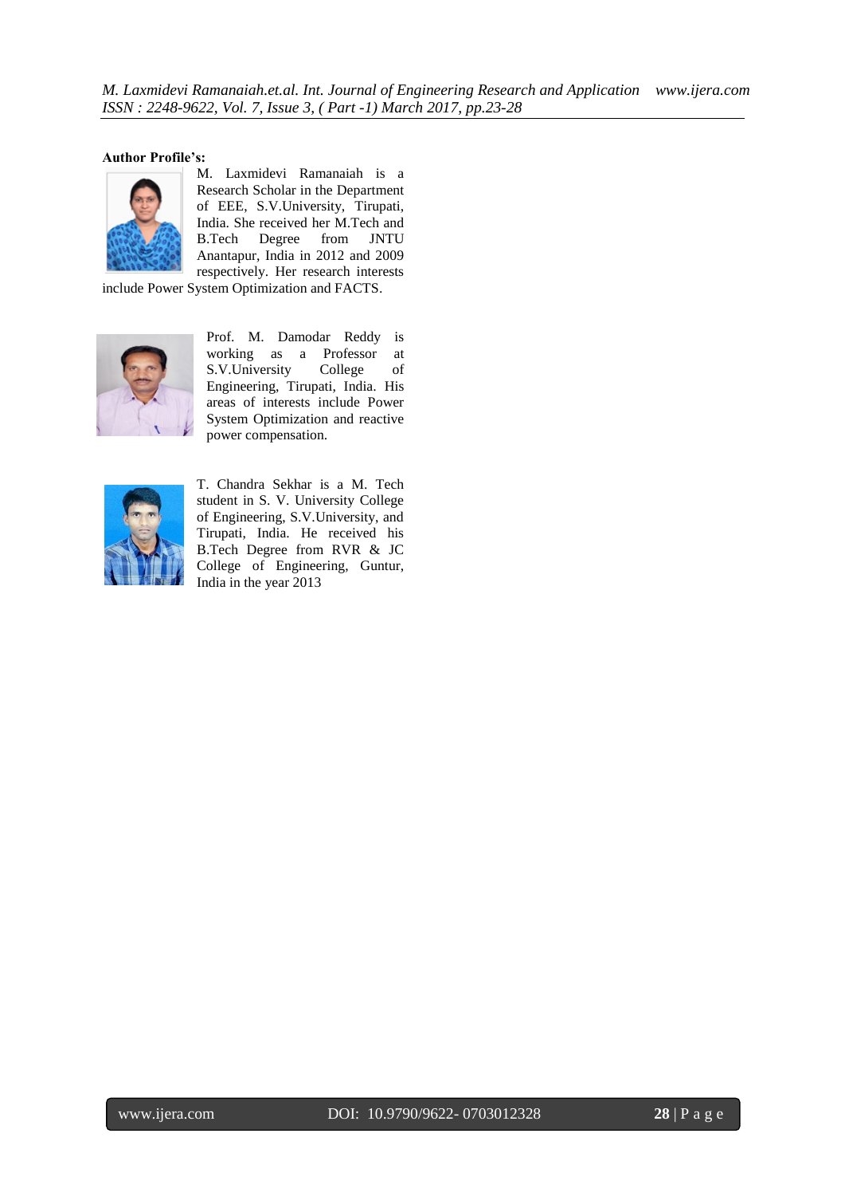**Author Profile's:**

M. Laxmidevi Ramanaiah is a Research Scholar in the Department of EEE, S.V.University, Tirupati, India. She received her M.Tech and B.Tech Degree from JNTU Anantapur, India in 2012 and 2009 respectively. Her research interests include Power System Optimization and FACTS.

Prof. M. Damodar Reddy is working as a Professor at S.V.University College of Engineering, Tirupati, India. His areas of interests include Power System Optimization and reactive power compensation.

T. Chandra Sekhar is a M. Tech student in S. V. University College of Engineering, S.V.University, and Tirupati, India. He received his B.Tech Degree from RVR & JC College of Engineering, Guntur, India in the year 2013